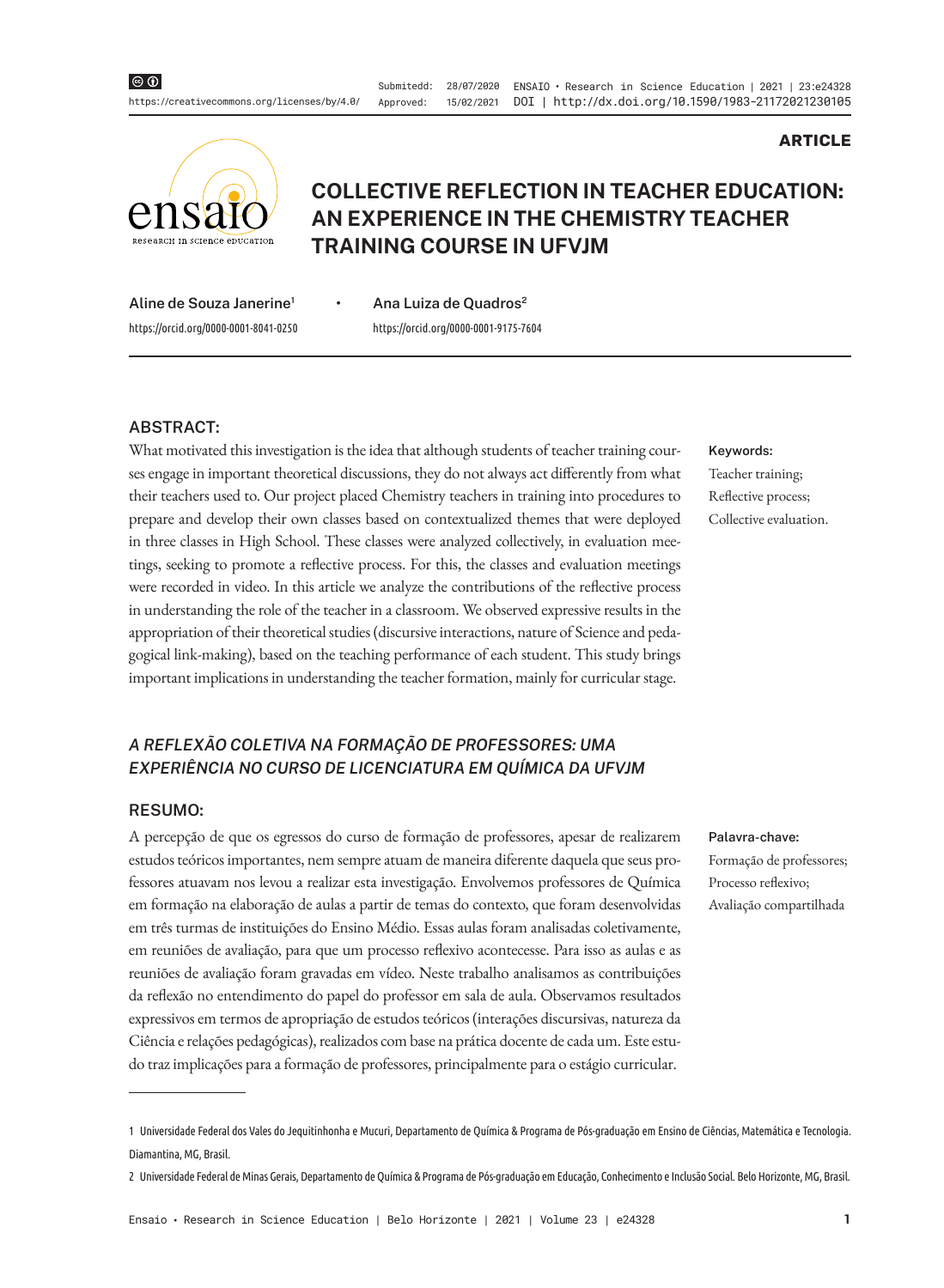ARTICLE

# COLLECTIVE REFLECTION IN TEACHER EDUCATION: AN EXPERIENCE IN THE CHEMISTRY TEACHER TRAINING COURSE IN UFVJM

**Aline de Souza Janerine**[1] • **Ana Luiza de Quadros**[2]

https://orcid.org/0000-0001-8041-0250

https://orcid.org/0000-0001-9175-7604

## ABSTRACT:

What motivated this investigation is the idea that although students of teacher training courses engage in important theoretical discussions, they do not always act differently from what their teachers used to. Our project placed Chemistry teachers in training into procedures to prepare and develop their own classes based on contextualized themes that were deployed in three classes in High School. These classes were analyzed collectively, in evaluation meetings, seeking to promote a reflective process. For this, the classes and evaluation meetings were recorded in video. In this article we analyze the contributions of the reflective process in understanding the role of the teacher in a classroom. We observed expressive results in the appropriation of their theoretical studies (discursive interactions, nature of Science and pedagogical link-making), based on the teaching performance of each student. This study brings important implications in understanding the teacher formation, mainly for curricular stage.

**Keywords:**
Teacher training;
Reflective process;
Collective evaluation.

## *A REFLEXÃO COLETIVA NA FORMAÇÃO DE PROFESSORES: UMA EXPERIÊNCIA NO CURSO DE LICENCIATURA EM QUÍMICA DA UFVJM*

## RESUMO:

A percepção de que os egressos do curso de formação de professores, apesar de realizarem estudos teóricos importantes, nem sempre atuam de maneira diferente daquela que seus professores atuavam nos levou a realizar esta investigação. Envolvemos professores de Química em formação na elaboração de aulas a partir de temas do contexto, que foram desenvolvidas em três turmas de instituições do Ensino Médio. Essas aulas foram analisadas coletivamente, em reuniões de avaliação, para que um processo reflexivo acontecesse. Para isso as aulas e as reuniões de avaliação foram gravadas em vídeo. Neste trabalho analisamos as contribuições da reflexão no entendimento do papel do professor em sala de aula. Observamos resultados expressivos em termos de apropriação de estudos teóricos (interações discursivas, natureza da Ciência e relações pedagógicas), realizados com base na prática docente de cada um. Este estudo traz implicações para a formação de professores, principalmente para o estágio curricular.

**Palavra-chave:**
Formação de professores;
Processo reflexivo;
Avaliação compartilhada

---

[1] Universidade Federal dos Vales do Jequitinhonha e Mucuri, Departamento de Química & Programa de Pós-graduação em Ensino de Ciências, Matemática e Tecnologia. Diamantina, MG, Brasil.

[2] Universidade Federal de Minas Gerais, Departamento de Química & Programa de Pós-graduação em Educação, Conhecimento e Inclusão Social. Belo Horizonte, MG, Brasil.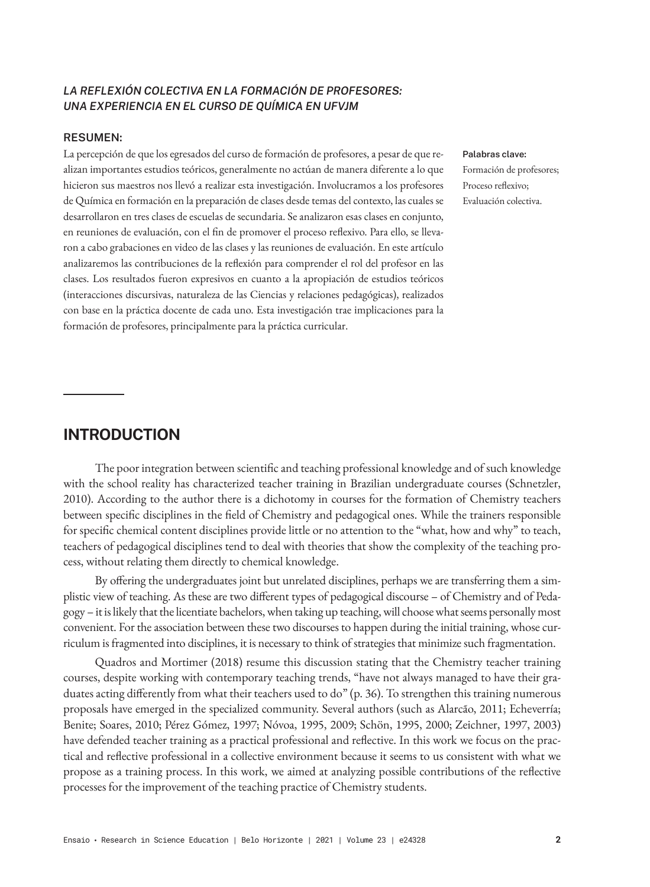### *LA REFLEXIÓN COLECTIVA EN LA FORMACIÓN DE PROFESORES: UNA EXPERIENCIA EN EL CURSO DE QUÍMICA EN UFVJM*

**RESUMEN:**

La percepción de que los egresados del curso de formación de profesores, a pesar de que realizan importantes estudios teóricos, generalmente no actúan de manera diferente a lo que hicieron sus maestros nos llevó a realizar esta investigación. Involucramos a los profesores de Química en formación en la preparación de clases desde temas del contexto, las cuales se desarrollaron en tres clases de escuelas de secundaria. Se analizaron esas clases en conjunto, en reuniones de evaluación, con el fin de promover el proceso reflexivo. Para ello, se llevaron a cabo grabaciones en video de las clases y las reuniones de evaluación. En este artículo analizaremos las contribuciones de la reflexión para comprender el rol del profesor en las clases. Los resultados fueron expresivos en cuanto a la apropiación de estudios teóricos (interacciones discursivas, naturaleza de las Ciencias y relaciones pedagógicas), realizados con base en la práctica docente de cada uno. Esta investigación trae implicaciones para la formación de profesores, principalmente para la práctica curricular.

**Palabras clave:**
Formación de profesores;
Proceso reflexivo;
Evaluación colectiva.

## INTRODUCTION

The poor integration between scientific and teaching professional knowledge and of such knowledge with the school reality has characterized teacher training in Brazilian undergraduate courses (Schnetzler, 2010). According to the author there is a dichotomy in courses for the formation of Chemistry teachers between specific disciplines in the field of Chemistry and pedagogical ones. While the trainers responsible for specific chemical content disciplines provide little or no attention to the "what, how and why" to teach, teachers of pedagogical disciplines tend to deal with theories that show the complexity of the teaching process, without relating them directly to chemical knowledge.

By offering the undergraduates joint but unrelated disciplines, perhaps we are transferring them a simplistic view of teaching. As these are two different types of pedagogical discourse – of Chemistry and of Pedagogy – it is likely that the licentiate bachelors, when taking up teaching, will choose what seems personally most convenient. For the association between these two discourses to happen during the initial training, whose curriculum is fragmented into disciplines, it is necessary to think of strategies that minimize such fragmentation.

Quadros and Mortimer (2018) resume this discussion stating that the Chemistry teacher training courses, despite working with contemporary teaching trends, "have not always managed to have their graduates acting differently from what their teachers used to do" (p. 36). To strengthen this training numerous proposals have emerged in the specialized community. Several authors (such as Alarcão, 2011; Echeverría; Benite; Soares, 2010; Pérez Gómez, 1997; Nóvoa, 1995, 2009; Schön, 1995, 2000; Zeichner, 1997, 2003) have defended teacher training as a practical professional and reflective. In this work we focus on the practical and reflective professional in a collective environment because it seems to us consistent with what we propose as a training process. In this work, we aimed at analyzing possible contributions of the reflective processes for the improvement of the teaching practice of Chemistry students.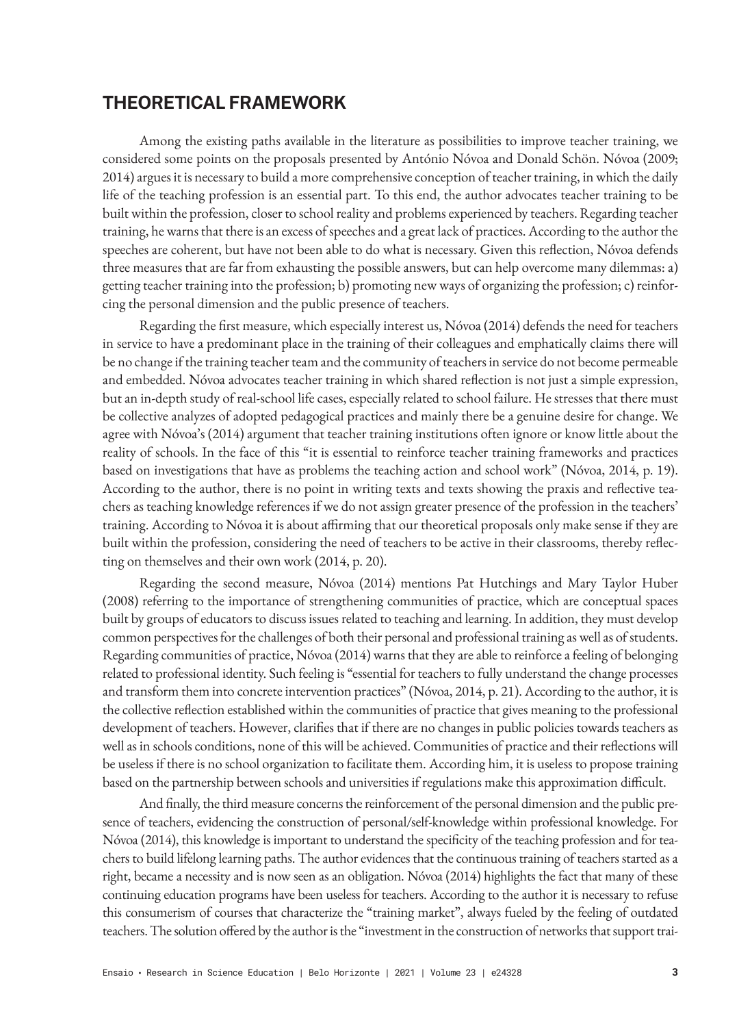## THEORETICAL FRAMEWORK

Among the existing paths available in the literature as possibilities to improve teacher training, we considered some points on the proposals presented by António Nóvoa and Donald Schön. Nóvoa (2009; 2014) argues it is necessary to build a more comprehensive conception of teacher training, in which the daily life of the teaching profession is an essential part. To this end, the author advocates teacher training to be built within the profession, closer to school reality and problems experienced by teachers. Regarding teacher training, he warns that there is an excess of speeches and a great lack of practices. According to the author the speeches are coherent, but have not been able to do what is necessary. Given this reflection, Nóvoa defends three measures that are far from exhausting the possible answers, but can help overcome many dilemmas: a) getting teacher training into the profession; b) promoting new ways of organizing the profession; c) reinforcing the personal dimension and the public presence of teachers.

Regarding the first measure, which especially interest us, Nóvoa (2014) defends the need for teachers in service to have a predominant place in the training of their colleagues and emphatically claims there will be no change if the training teacher team and the community of teachers in service do not become permeable and embedded. Nóvoa advocates teacher training in which shared reflection is not just a simple expression, but an in-depth study of real-school life cases, especially related to school failure. He stresses that there must be collective analyzes of adopted pedagogical practices and mainly there be a genuine desire for change. We agree with Nóvoa's (2014) argument that teacher training institutions often ignore or know little about the reality of schools. In the face of this "it is essential to reinforce teacher training frameworks and practices based on investigations that have as problems the teaching action and school work" (Nóvoa, 2014, p. 19). According to the author, there is no point in writing texts and texts showing the praxis and reflective teachers as teaching knowledge references if we do not assign greater presence of the profession in the teachers' training. According to Nóvoa it is about affirming that our theoretical proposals only make sense if they are built within the profession, considering the need of teachers to be active in their classrooms, thereby reflecting on themselves and their own work (2014, p. 20).

Regarding the second measure, Nóvoa (2014) mentions Pat Hutchings and Mary Taylor Huber (2008) referring to the importance of strengthening communities of practice, which are conceptual spaces built by groups of educators to discuss issues related to teaching and learning. In addition, they must develop common perspectives for the challenges of both their personal and professional training as well as of students. Regarding communities of practice, Nóvoa (2014) warns that they are able to reinforce a feeling of belonging related to professional identity. Such feeling is "essential for teachers to fully understand the change processes and transform them into concrete intervention practices" (Nóvoa, 2014, p. 21). According to the author, it is the collective reflection established within the communities of practice that gives meaning to the professional development of teachers. However, clarifies that if there are no changes in public policies towards teachers as well as in schools conditions, none of this will be achieved. Communities of practice and their reflections will be useless if there is no school organization to facilitate them. According him, it is useless to propose training based on the partnership between schools and universities if regulations make this approximation difficult.

And finally, the third measure concerns the reinforcement of the personal dimension and the public presence of teachers, evidencing the construction of personal/self-knowledge within professional knowledge. For Nóvoa (2014), this knowledge is important to understand the specificity of the teaching profession and for teachers to build lifelong learning paths. The author evidences that the continuous training of teachers started as a right, became a necessity and is now seen as an obligation. Nóvoa (2014) highlights the fact that many of these continuing education programs have been useless for teachers. According to the author it is necessary to refuse this consumerism of courses that characterize the "training market", always fueled by the feeling of outdated teachers. The solution offered by the author is the "investment in the construction of networks that support trai-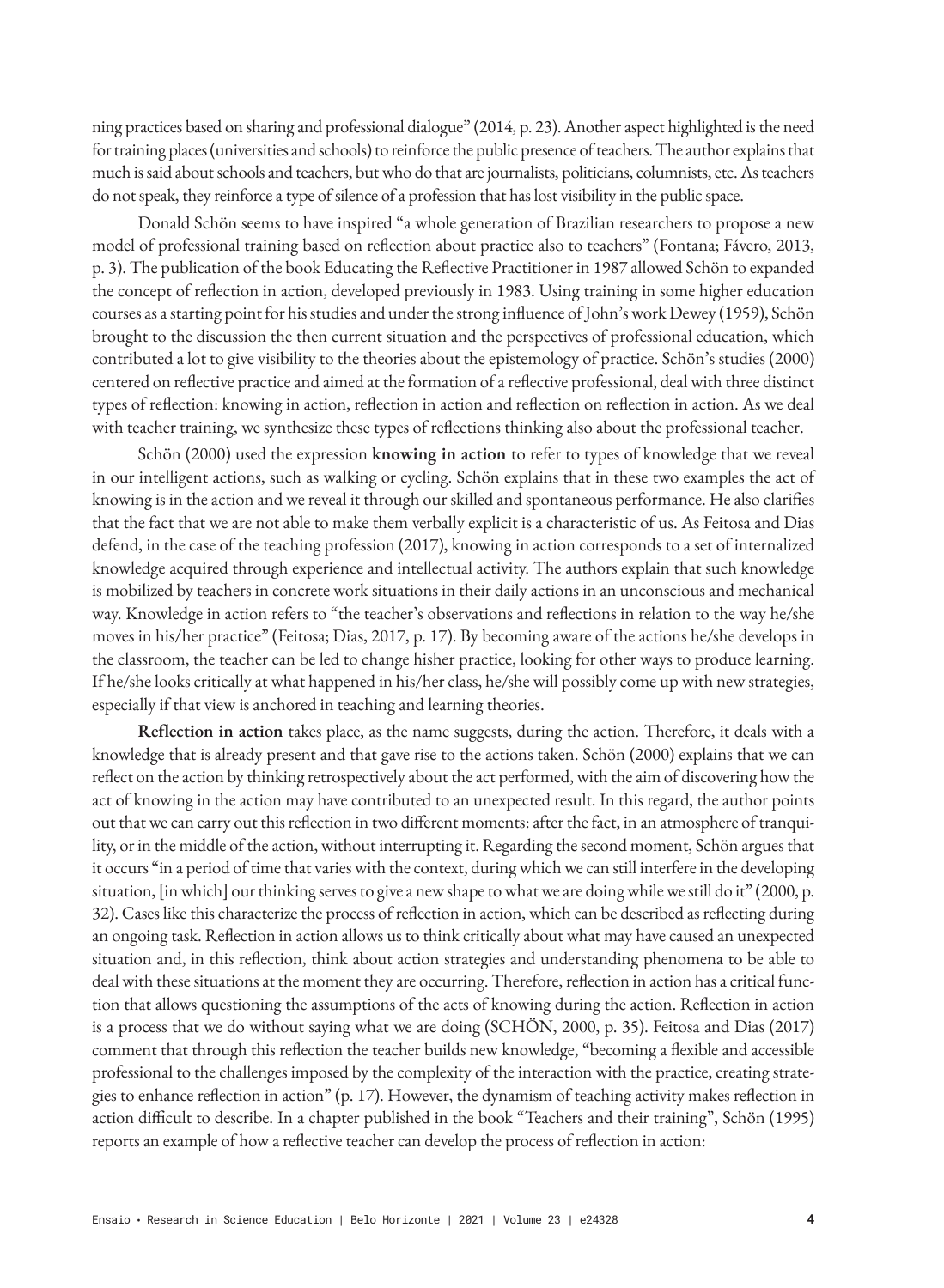ning practices based on sharing and professional dialogue" (2014, p. 23). Another aspect highlighted is the need for training places (universities and schools) to reinforce the public presence of teachers. The author explains that much is said about schools and teachers, but who do that are journalists, politicians, columnists, etc. As teachers do not speak, they reinforce a type of silence of a profession that has lost visibility in the public space.

Donald Schön seems to have inspired "a whole generation of Brazilian researchers to propose a new model of professional training based on reflection about practice also to teachers" (Fontana; Fávero, 2013, p. 3). The publication of the book Educating the Reflective Practitioner in 1987 allowed Schön to expanded the concept of reflection in action, developed previously in 1983. Using training in some higher education courses as a starting point for his studies and under the strong influence of John's work Dewey (1959), Schön brought to the discussion the then current situation and the perspectives of professional education, which contributed a lot to give visibility to the theories about the epistemology of practice. Schön's studies (2000) centered on reflective practice and aimed at the formation of a reflective professional, deal with three distinct types of reflection: knowing in action, reflection in action and reflection on reflection in action. As we deal with teacher training, we synthesize these types of reflections thinking also about the professional teacher.

Schön (2000) used the expression **knowing in action** to refer to types of knowledge that we reveal in our intelligent actions, such as walking or cycling. Schön explains that in these two examples the act of knowing is in the action and we reveal it through our skilled and spontaneous performance. He also clarifies that the fact that we are not able to make them verbally explicit is a characteristic of us. As Feitosa and Dias defend, in the case of the teaching profession (2017), knowing in action corresponds to a set of internalized knowledge acquired through experience and intellectual activity. The authors explain that such knowledge is mobilized by teachers in concrete work situations in their daily actions in an unconscious and mechanical way. Knowledge in action refers to "the teacher's observations and reflections in relation to the way he/she moves in his/her practice" (Feitosa; Dias, 2017, p. 17). By becoming aware of the actions he/she develops in the classroom, the teacher can be led to change hisher practice, looking for other ways to produce learning. If he/she looks critically at what happened in his/her class, he/she will possibly come up with new strategies, especially if that view is anchored in teaching and learning theories.

**Reflection in action** takes place, as the name suggests, during the action. Therefore, it deals with a knowledge that is already present and that gave rise to the actions taken. Schön (2000) explains that we can reflect on the action by thinking retrospectively about the act performed, with the aim of discovering how the act of knowing in the action may have contributed to an unexpected result. In this regard, the author points out that we can carry out this reflection in two different moments: after the fact, in an atmosphere of tranquility, or in the middle of the action, without interrupting it. Regarding the second moment, Schön argues that it occurs "in a period of time that varies with the context, during which we can still interfere in the developing situation, [in which] our thinking serves to give a new shape to what we are doing while we still do it" (2000, p. 32). Cases like this characterize the process of reflection in action, which can be described as reflecting during an ongoing task. Reflection in action allows us to think critically about what may have caused an unexpected situation and, in this reflection, think about action strategies and understanding phenomena to be able to deal with these situations at the moment they are occurring. Therefore, reflection in action has a critical function that allows questioning the assumptions of the acts of knowing during the action. Reflection in action is a process that we do without saying what we are doing (SCHÖN, 2000, p. 35). Feitosa and Dias (2017) comment that through this reflection the teacher builds new knowledge, "becoming a flexible and accessible professional to the challenges imposed by the complexity of the interaction with the practice, creating strategies to enhance reflection in action" (p. 17). However, the dynamism of teaching activity makes reflection in action difficult to describe. In a chapter published in the book "Teachers and their training", Schön (1995) reports an example of how a reflective teacher can develop the process of reflection in action: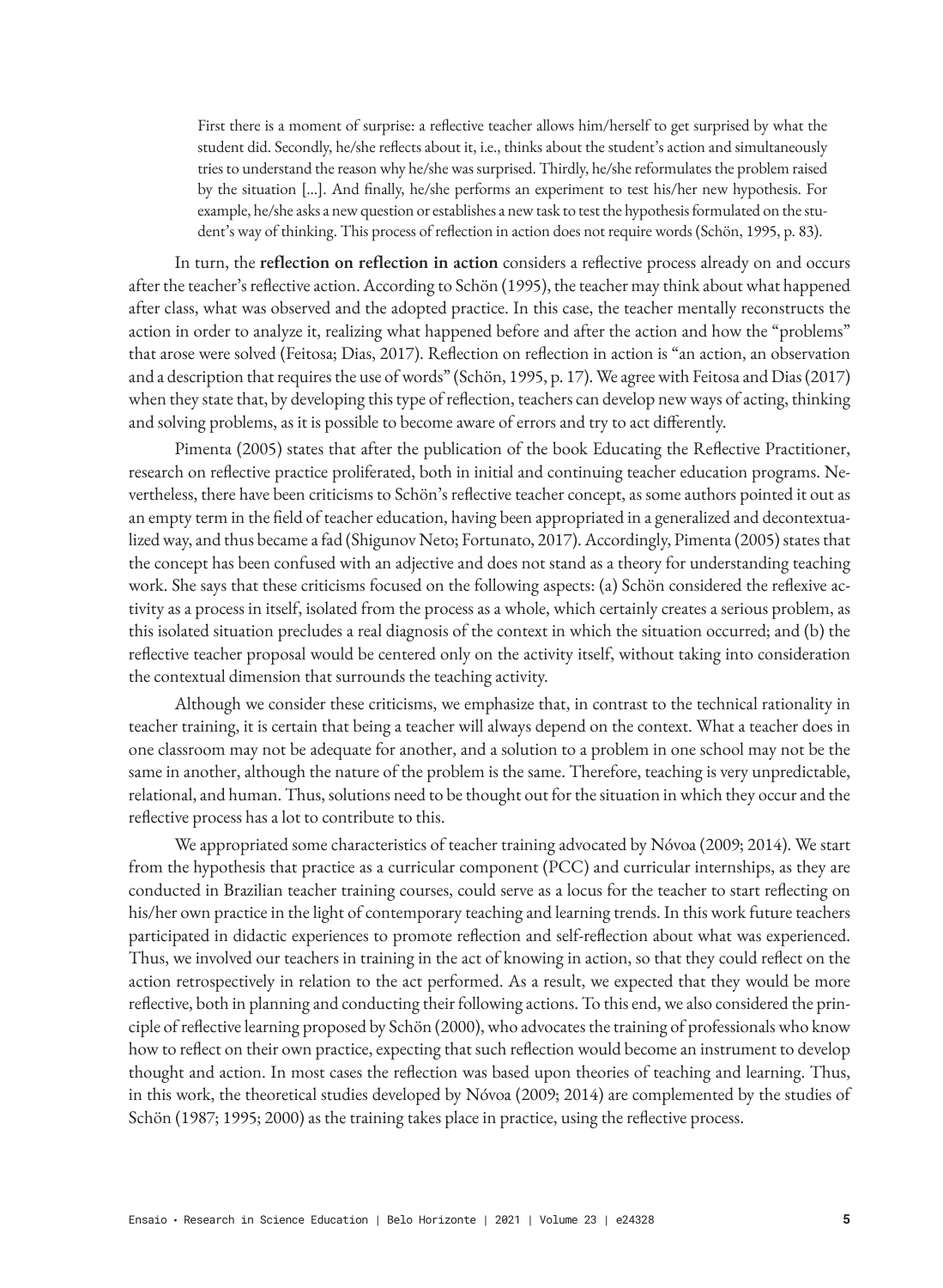> First there is a moment of surprise: a reflective teacher allows him/herself to get surprised by what the student did. Secondly, he/she reflects about it, i.e., thinks about the student's action and simultaneously tries to understand the reason why he/she was surprised. Thirdly, he/she reformulates the problem raised by the situation [...]. And finally, he/she performs an experiment to test his/her new hypothesis. For example, he/she asks a new question or establishes a new task to test the hypothesis formulated on the student's way of thinking. This process of reflection in action does not require words (Schön, 1995, p. 83).

In turn, the **reflection on reflection in action** considers a reflective process already on and occurs after the teacher's reflective action. According to Schön (1995), the teacher may think about what happened after class, what was observed and the adopted practice. In this case, the teacher mentally reconstructs the action in order to analyze it, realizing what happened before and after the action and how the "problems" that arose were solved (Feitosa; Dias, 2017). Reflection on reflection in action is "an action, an observation and a description that requires the use of words" (Schön, 1995, p. 17). We agree with Feitosa and Dias (2017) when they state that, by developing this type of reflection, teachers can develop new ways of acting, thinking and solving problems, as it is possible to become aware of errors and try to act differently.

Pimenta (2005) states that after the publication of the book Educating the Reflective Practitioner, research on reflective practice proliferated, both in initial and continuing teacher education programs. Nevertheless, there have been criticisms to Schön's reflective teacher concept, as some authors pointed it out as an empty term in the field of teacher education, having been appropriated in a generalized and decontextualized way, and thus became a fad (Shigunov Neto; Fortunato, 2017). Accordingly, Pimenta (2005) states that the concept has been confused with an adjective and does not stand as a theory for understanding teaching work. She says that these criticisms focused on the following aspects: (a) Schön considered the reflexive activity as a process in itself, isolated from the process as a whole, which certainly creates a serious problem, as this isolated situation precludes a real diagnosis of the context in which the situation occurred; and (b) the reflective teacher proposal would be centered only on the activity itself, without taking into consideration the contextual dimension that surrounds the teaching activity.

Although we consider these criticisms, we emphasize that, in contrast to the technical rationality in teacher training, it is certain that being a teacher will always depend on the context. What a teacher does in one classroom may not be adequate for another, and a solution to a problem in one school may not be the same in another, although the nature of the problem is the same. Therefore, teaching is very unpredictable, relational, and human. Thus, solutions need to be thought out for the situation in which they occur and the reflective process has a lot to contribute to this.

We appropriated some characteristics of teacher training advocated by Nóvoa (2009; 2014). We start from the hypothesis that practice as a curricular component (PCC) and curricular internships, as they are conducted in Brazilian teacher training courses, could serve as a locus for the teacher to start reflecting on his/her own practice in the light of contemporary teaching and learning trends. In this work future teachers participated in didactic experiences to promote reflection and self-reflection about what was experienced. Thus, we involved our teachers in training in the act of knowing in action, so that they could reflect on the action retrospectively in relation to the act performed. As a result, we expected that they would be more reflective, both in planning and conducting their following actions. To this end, we also considered the principle of reflective learning proposed by Schön (2000), who advocates the training of professionals who know how to reflect on their own practice, expecting that such reflection would become an instrument to develop thought and action. In most cases the reflection was based upon theories of teaching and learning. Thus, in this work, the theoretical studies developed by Nóvoa (2009; 2014) are complemented by the studies of Schön (1987; 1995; 2000) as the training takes place in practice, using the reflective process.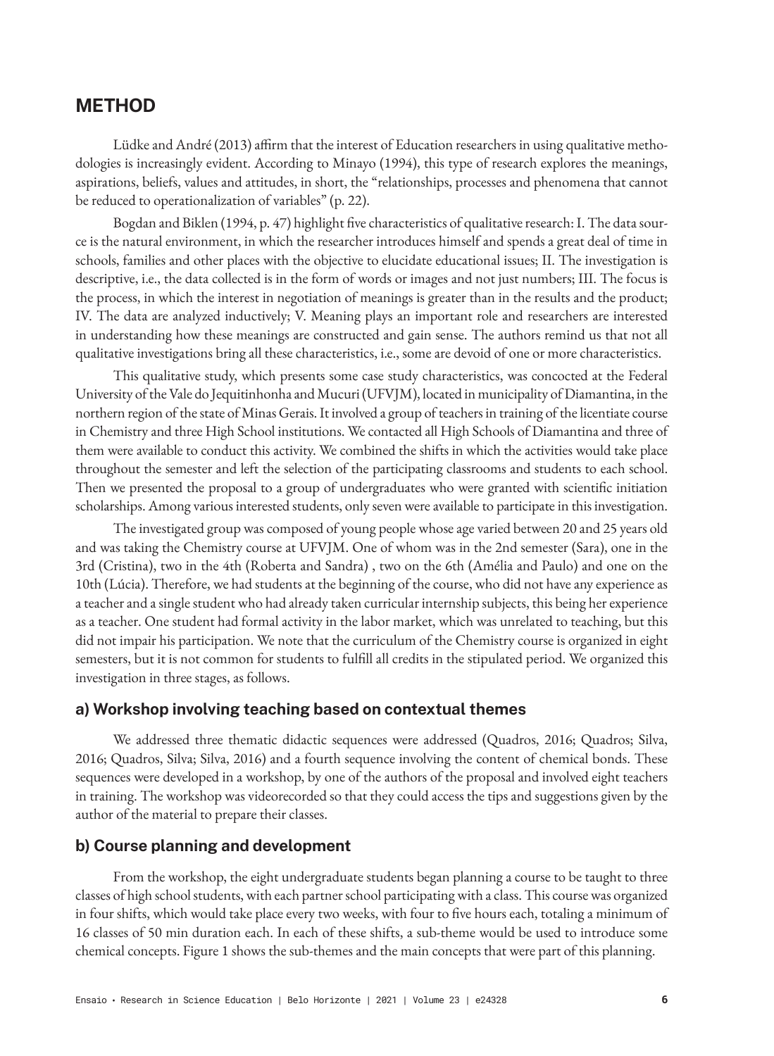## METHOD

Lüdke and André (2013) affirm that the interest of Education researchers in using qualitative methodologies is increasingly evident. According to Minayo (1994), this type of research explores the meanings, aspirations, beliefs, values and attitudes, in short, the "relationships, processes and phenomena that cannot be reduced to operationalization of variables" (p. 22).

Bogdan and Biklen (1994, p. 47) highlight five characteristics of qualitative research: I. The data source is the natural environment, in which the researcher introduces himself and spends a great deal of time in schools, families and other places with the objective to elucidate educational issues; II. The investigation is descriptive, i.e., the data collected is in the form of words or images and not just numbers; III. The focus is the process, in which the interest in negotiation of meanings is greater than in the results and the product; IV. The data are analyzed inductively; V. Meaning plays an important role and researchers are interested in understanding how these meanings are constructed and gain sense. The authors remind us that not all qualitative investigations bring all these characteristics, i.e., some are devoid of one or more characteristics.

This qualitative study, which presents some case study characteristics, was concocted at the Federal University of the Vale do Jequitinhonha and Mucuri (UFVJM), located in municipality of Diamantina, in the northern region of the state of Minas Gerais. It involved a group of teachers in training of the licentiate course in Chemistry and three High School institutions. We contacted all High Schools of Diamantina and three of them were available to conduct this activity. We combined the shifts in which the activities would take place throughout the semester and left the selection of the participating classrooms and students to each school. Then we presented the proposal to a group of undergraduates who were granted with scientific initiation scholarships. Among various interested students, only seven were available to participate in this investigation.

The investigated group was composed of young people whose age varied between 20 and 25 years old and was taking the Chemistry course at UFVJM. One of whom was in the 2nd semester (Sara), one in the 3rd (Cristina), two in the 4th (Roberta and Sandra) , two on the 6th (Amélia and Paulo) and one on the 10th (Lúcia). Therefore, we had students at the beginning of the course, who did not have any experience as a teacher and a single student who had already taken curricular internship subjects, this being her experience as a teacher. One student had formal activity in the labor market, which was unrelated to teaching, but this did not impair his participation. We note that the curriculum of the Chemistry course is organized in eight semesters, but it is not common for students to fulfill all credits in the stipulated period. We organized this investigation in three stages, as follows.

### a) Workshop involving teaching based on contextual themes

We addressed three thematic didactic sequences were addressed (Quadros, 2016; Quadros; Silva, 2016; Quadros, Silva; Silva, 2016) and a fourth sequence involving the content of chemical bonds. These sequences were developed in a workshop, by one of the authors of the proposal and involved eight teachers in training. The workshop was videorecorded so that they could access the tips and suggestions given by the author of the material to prepare their classes.

### b) Course planning and development

From the workshop, the eight undergraduate students began planning a course to be taught to three classes of high school students, with each partner school participating with a class. This course was organized in four shifts, which would take place every two weeks, with four to five hours each, totaling a minimum of 16 classes of 50 min duration each. In each of these shifts, a sub-theme would be used to introduce some chemical concepts. Figure 1 shows the sub-themes and the main concepts that were part of this planning.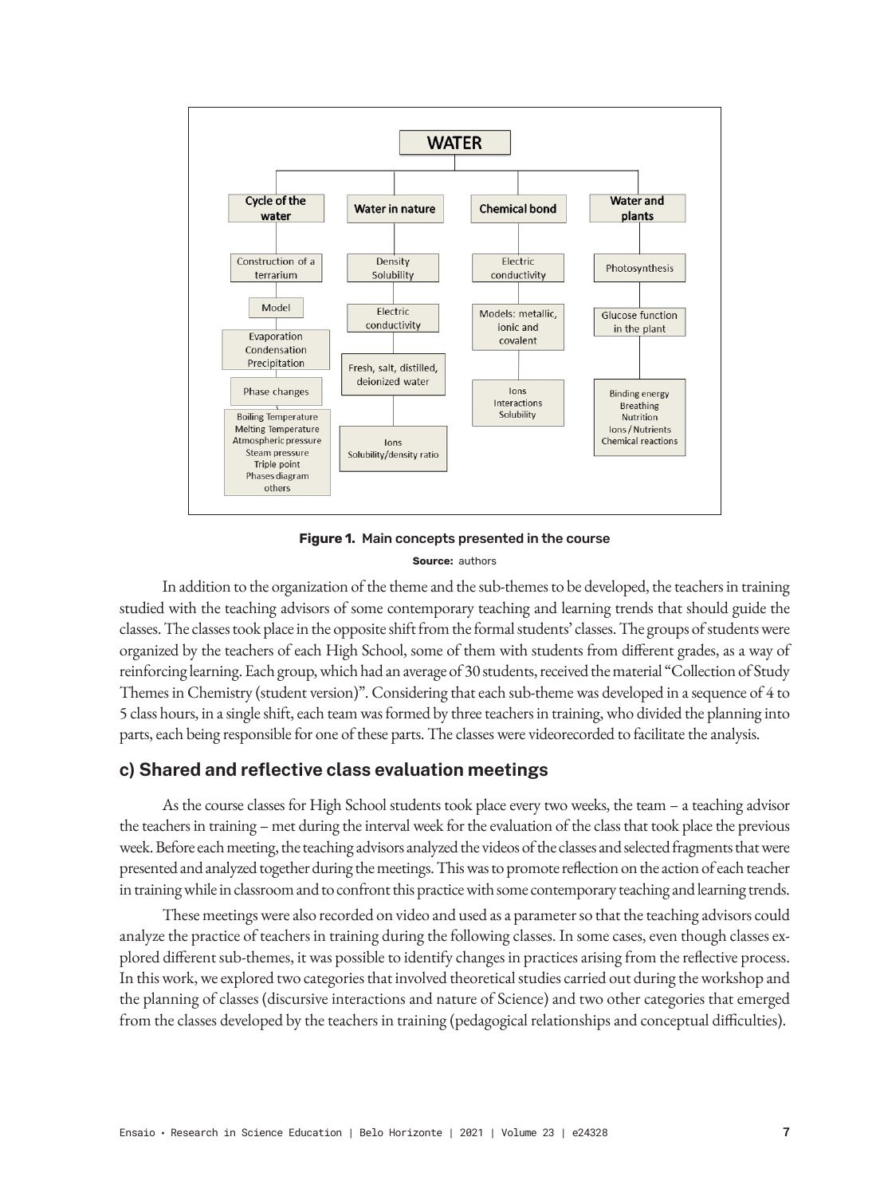**Figure 1.** Main concepts presented in the course

**Source:** authors

In addition to the organization of the theme and the sub-themes to be developed, the teachers in training studied with the teaching advisors of some contemporary teaching and learning trends that should guide the classes. The classes took place in the opposite shift from the formal students' classes. The groups of students were organized by the teachers of each High School, some of them with students from different grades, as a way of reinforcing learning. Each group, which had an average of 30 students, received the material "Collection of Study Themes in Chemistry (student version)". Considering that each sub-theme was developed in a sequence of 4 to 5 class hours, in a single shift, each team was formed by three teachers in training, who divided the planning into parts, each being responsible for one of these parts. The classes were videorecorded to facilitate the analysis.

## c) Shared and reflective class evaluation meetings

As the course classes for High School students took place every two weeks, the team – a teaching advisor the teachers in training – met during the interval week for the evaluation of the class that took place the previous week. Before each meeting, the teaching advisors analyzed the videos of the classes and selected fragments that were presented and analyzed together during the meetings. This was to promote reflection on the action of each teacher in training while in classroom and to confront this practice with some contemporary teaching and learning trends.

These meetings were also recorded on video and used as a parameter so that the teaching advisors could analyze the practice of teachers in training during the following classes. In some cases, even though classes explored different sub-themes, it was possible to identify changes in practices arising from the reflective process. In this work, we explored two categories that involved theoretical studies carried out during the workshop and the planning of classes (discursive interactions and nature of Science) and two other categories that emerged from the classes developed by the teachers in training (pedagogical relationships and conceptual difficulties).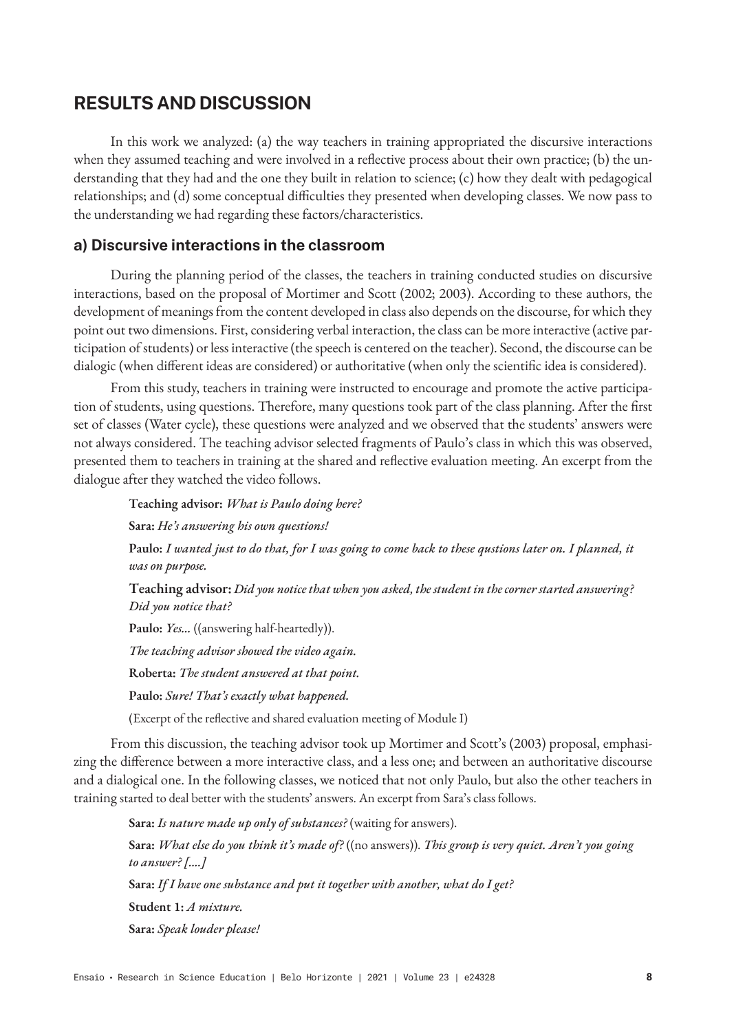## RESULTS AND DISCUSSION

In this work we analyzed: (a) the way teachers in training appropriated the discursive interactions when they assumed teaching and were involved in a reflective process about their own practice; (b) the understanding that they had and the one they built in relation to science; (c) how they dealt with pedagogical relationships; and (d) some conceptual difficulties they presented when developing classes. We now pass to the understanding we had regarding these factors/characteristics.

### a) Discursive interactions in the classroom

During the planning period of the classes, the teachers in training conducted studies on discursive interactions, based on the proposal of Mortimer and Scott (2002; 2003). According to these authors, the development of meanings from the content developed in class also depends on the discourse, for which they point out two dimensions. First, considering verbal interaction, the class can be more interactive (active participation of students) or less interactive (the speech is centered on the teacher). Second, the discourse can be dialogic (when different ideas are considered) or authoritative (when only the scientific idea is considered).

From this study, teachers in training were instructed to encourage and promote the active participation of students, using questions. Therefore, many questions took part of the class planning. After the first set of classes (Water cycle), these questions were analyzed and we observed that the students' answers were not always considered. The teaching advisor selected fragments of Paulo's class in which this was observed, presented them to teachers in training at the shared and reflective evaluation meeting. An excerpt from the dialogue after they watched the video follows.

> **Teaching advisor:** *What is Paulo doing here?*
>
> **Sara:** *He's answering his own questions!*
>
> **Paulo:** *I wanted just to do that, for I was going to come back to these qustions later on. I planned, it was on purpose.*
>
> **Teaching advisor:** *Did you notice that when you asked, the student in the corner started answering? Did you notice that?*
>
> **Paulo:** *Yes...* ((answering half-heartedly)).
>
> *The teaching advisor showed the video again.*
>
> **Roberta:** *The student answered at that point.*
>
> **Paulo:** *Sure! That's exactly what happened.*
>
> (Excerpt of the reflective and shared evaluation meeting of Module I)

From this discussion, the teaching advisor took up Mortimer and Scott's (2003) proposal, emphasizing the difference between a more interactive class, and a less one; and between an authoritative discourse and a dialogical one. In the following classes, we noticed that not only Paulo, but also the other teachers in training started to deal better with the students' answers. An excerpt from Sara's class follows.

> **Sara:** *Is nature made up only of substances?* (waiting for answers).
>
> **Sara:** *What else do you think it's made of?* ((no answers)). *This group is very quiet. Aren't you going to answer? [....]*
>
> **Sara:** *If I have one substance and put it together with another, what do I get?*
>
> **Student 1:** *A mixture.*
>
> **Sara:** *Speak louder please!*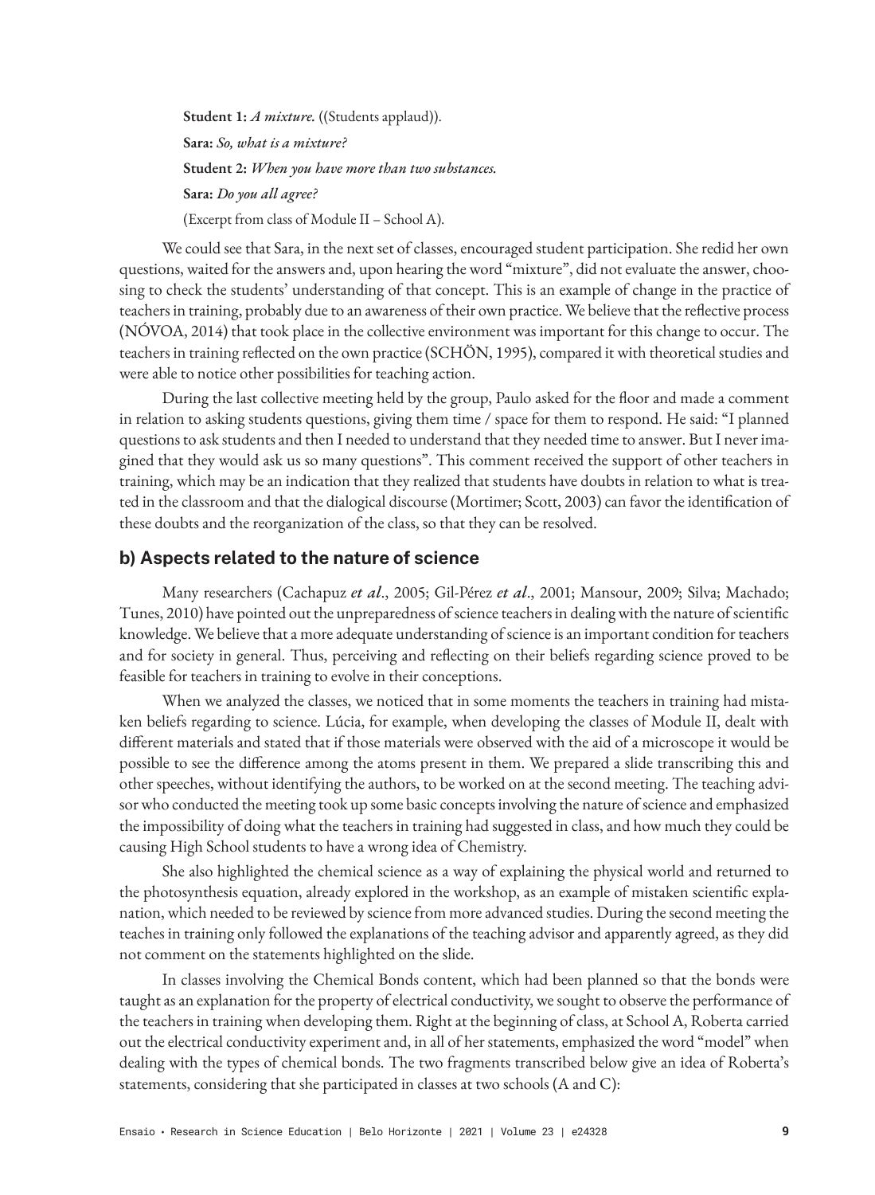**Student 1:** *A mixture.* ((Students applaud)).

**Sara:** *So, what is a mixture?*

**Student 2:** *When you have more than two substances.*

**Sara:** *Do you all agree?*

(Excerpt from class of Module II – School A).

We could see that Sara, in the next set of classes, encouraged student participation. She redid her own questions, waited for the answers and, upon hearing the word "mixture", did not evaluate the answer, choosing to check the students' understanding of that concept. This is an example of change in the practice of teachers in training, probably due to an awareness of their own practice. We believe that the reflective process (NÓVOA, 2014) that took place in the collective environment was important for this change to occur. The teachers in training reflected on the own practice (SCHÖN, 1995), compared it with theoretical studies and were able to notice other possibilities for teaching action.

During the last collective meeting held by the group, Paulo asked for the floor and made a comment in relation to asking students questions, giving them time / space for them to respond. He said: "I planned questions to ask students and then I needed to understand that they needed time to answer. But I never imagined that they would ask us so many questions". This comment received the support of other teachers in training, which may be an indication that they realized that students have doubts in relation to what is treated in the classroom and that the dialogical discourse (Mortimer; Scott, 2003) can favor the identification of these doubts and the reorganization of the class, so that they can be resolved.

## b) Aspects related to the nature of science

Many researchers (Cachapuz *et al*., 2005; Gil-Pérez *et al*., 2001; Mansour, 2009; Silva; Machado; Tunes, 2010) have pointed out the unpreparedness of science teachers in dealing with the nature of scientific knowledge. We believe that a more adequate understanding of science is an important condition for teachers and for society in general. Thus, perceiving and reflecting on their beliefs regarding science proved to be feasible for teachers in training to evolve in their conceptions.

When we analyzed the classes, we noticed that in some moments the teachers in training had mistaken beliefs regarding to science. Lúcia, for example, when developing the classes of Module II, dealt with different materials and stated that if those materials were observed with the aid of a microscope it would be possible to see the difference among the atoms present in them. We prepared a slide transcribing this and other speeches, without identifying the authors, to be worked on at the second meeting. The teaching advisor who conducted the meeting took up some basic concepts involving the nature of science and emphasized the impossibility of doing what the teachers in training had suggested in class, and how much they could be causing High School students to have a wrong idea of Chemistry.

She also highlighted the chemical science as a way of explaining the physical world and returned to the photosynthesis equation, already explored in the workshop, as an example of mistaken scientific explanation, which needed to be reviewed by science from more advanced studies. During the second meeting the teaches in training only followed the explanations of the teaching advisor and apparently agreed, as they did not comment on the statements highlighted on the slide.

In classes involving the Chemical Bonds content, which had been planned so that the bonds were taught as an explanation for the property of electrical conductivity, we sought to observe the performance of the teachers in training when developing them. Right at the beginning of class, at School A, Roberta carried out the electrical conductivity experiment and, in all of her statements, emphasized the word "model" when dealing with the types of chemical bonds. The two fragments transcribed below give an idea of Roberta's statements, considering that she participated in classes at two schools (A and C):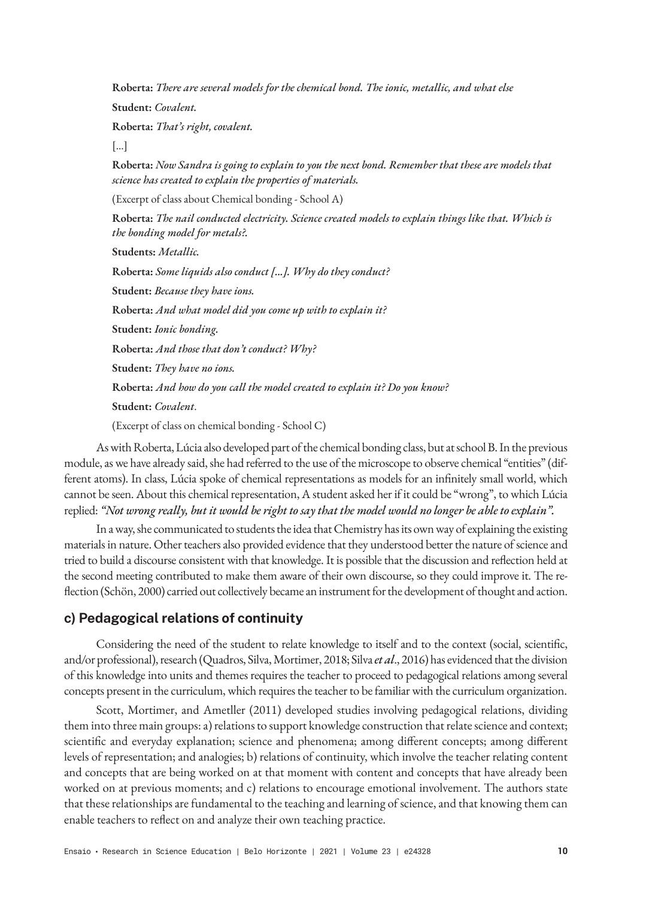**Roberta:** *There are several models for the chemical bond. The ionic, metallic, and what else*

**Student:** *Covalent.*

**Roberta:** *That's right, covalent.*

[...]

**Roberta:** *Now Sandra is going to explain to you the next bond. Remember that these are models that science has created to explain the properties of materials.*

(Excerpt of class about Chemical bonding - School A)

**Roberta:** *The nail conducted electricity. Science created models to explain things like that. Which is the bonding model for metals?.*

**Students:** *Metallic.*

**Roberta:** *Some liquids also conduct [...]. Why do they conduct?*

**Student:** *Because they have ions.*

**Roberta:** *And what model did you come up with to explain it?*

**Student:** *Ionic bonding.*

**Roberta:** *And those that don't conduct? Why?*

**Student:** *They have no ions.*

**Roberta:** *And how do you call the model created to explain it? Do you know?*

**Student:** *Covalent*.

(Excerpt of class on chemical bonding - School C)

As with Roberta, Lúcia also developed part of the chemical bonding class, but at school B. In the previous module, as we have already said, she had referred to the use of the microscope to observe chemical "entities" (different atoms). In class, Lúcia spoke of chemical representations as models for an infinitely small world, which cannot be seen. About this chemical representation, A student asked her if it could be "wrong", to which Lúcia replied: ***"Not wrong really, but it would be right to say that the model would no longer be able to explain"***.

In a way, she communicated to students the idea that Chemistry has its own way of explaining the existing materials in nature. Other teachers also provided evidence that they understood better the nature of science and tried to build a discourse consistent with that knowledge. It is possible that the discussion and reflection held at the second meeting contributed to make them aware of their own discourse, so they could improve it. The reflection (Schön, 2000) carried out collectively became an instrument for the development of thought and action.

## c) Pedagogical relations of continuity

Considering the need of the student to relate knowledge to itself and to the context (social, scientific, and/or professional), research (Quadros, Silva, Mortimer, 2018; Silva *et al*., 2016) has evidenced that the division of this knowledge into units and themes requires the teacher to proceed to pedagogical relations among several concepts present in the curriculum, which requires the teacher to be familiar with the curriculum organization.

Scott, Mortimer, and Ametller (2011) developed studies involving pedagogical relations, dividing them into three main groups: a) relations to support knowledge construction that relate science and context; scientific and everyday explanation; science and phenomena; among different concepts; among different levels of representation; and analogies; b) relations of continuity, which involve the teacher relating content and concepts that are being worked on at that moment with content and concepts that have already been worked on at previous moments; and c) relations to encourage emotional involvement. The authors state that these relationships are fundamental to the teaching and learning of science, and that knowing them can enable teachers to reflect on and analyze their own teaching practice.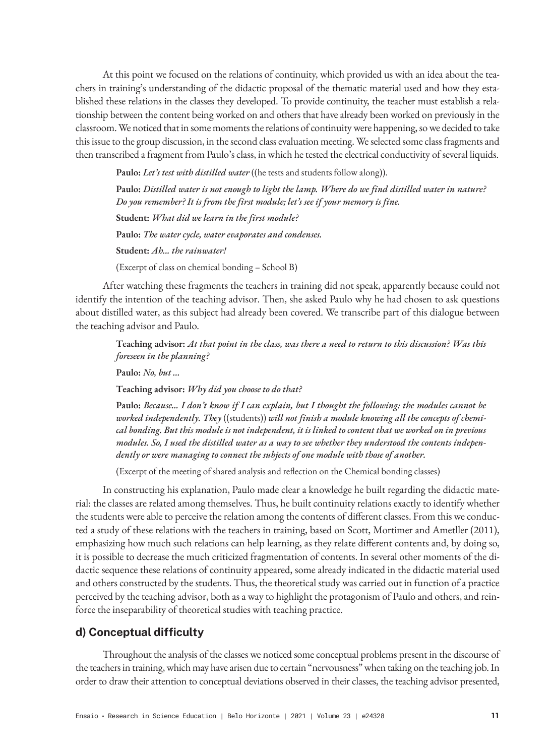At this point we focused on the relations of continuity, which provided us with an idea about the teachers in training's understanding of the didactic proposal of the thematic material used and how they established these relations in the classes they developed. To provide continuity, the teacher must establish a relationship between the content being worked on and others that have already been worked on previously in the classroom. We noticed that in some moments the relations of continuity were happening, so we decided to take this issue to the group discussion, in the second class evaluation meeting. We selected some class fragments and then transcribed a fragment from Paulo's class, in which he tested the electrical conductivity of several liquids.

> **Paulo:** *Let's test with distilled water* ((he tests and students follow along)).
>
> **Paulo:** *Distilled water is not enough to light the lamp. Where do we find distilled water in nature? Do you remember? It is from the first module; let's see if your memory is fine.*
>
> **Student:** *What did we learn in the first module?*
>
> **Paulo:** *The water cycle, water evaporates and condenses.*
>
> **Student:** *Ah... the rainwater!*
>
> (Excerpt of class on chemical bonding – School B)

After watching these fragments the teachers in training did not speak, apparently because could not identify the intention of the teaching advisor. Then, she asked Paulo why he had chosen to ask questions about distilled water, as this subject had already been covered. We transcribe part of this dialogue between the teaching advisor and Paulo.

> **Teaching advisor:** *At that point in the class, was there a need to return to this discussion? Was this foreseen in the planning?*
>
> **Paulo:** *No, but ...*
>
> **Teaching advisor:** *Why did you choose to do that?*
>
> **Paulo:** *Because... I don't know if I can explain, but I thought the following: the modules cannot be worked independently. They* ((students)) *will not finish a module knowing all the concepts of chemical bonding. But this module is not independent, it is linked to content that we worked on in previous modules. So, I used the distilled water as a way to see whether they understood the contents independently or were managing to connect the subjects of one module with those of another.*
>
> (Excerpt of the meeting of shared analysis and reflection on the Chemical bonding classes)

In constructing his explanation, Paulo made clear a knowledge he built regarding the didactic material: the classes are related among themselves. Thus, he built continuity relations exactly to identify whether the students were able to perceive the relation among the contents of different classes. From this we conducted a study of these relations with the teachers in training, based on Scott, Mortimer and Ametller (2011), emphasizing how much such relations can help learning, as they relate different contents and, by doing so, it is possible to decrease the much criticized fragmentation of contents. In several other moments of the didactic sequence these relations of continuity appeared, some already indicated in the didactic material used and others constructed by the students. Thus, the theoretical study was carried out in function of a practice perceived by the teaching advisor, both as a way to highlight the protagonism of Paulo and others, and reinforce the inseparability of theoretical studies with teaching practice.

## d) Conceptual difficulty

Throughout the analysis of the classes we noticed some conceptual problems present in the discourse of the teachers in training, which may have arisen due to certain "nervousness" when taking on the teaching job. In order to draw their attention to conceptual deviations observed in their classes, the teaching advisor presented,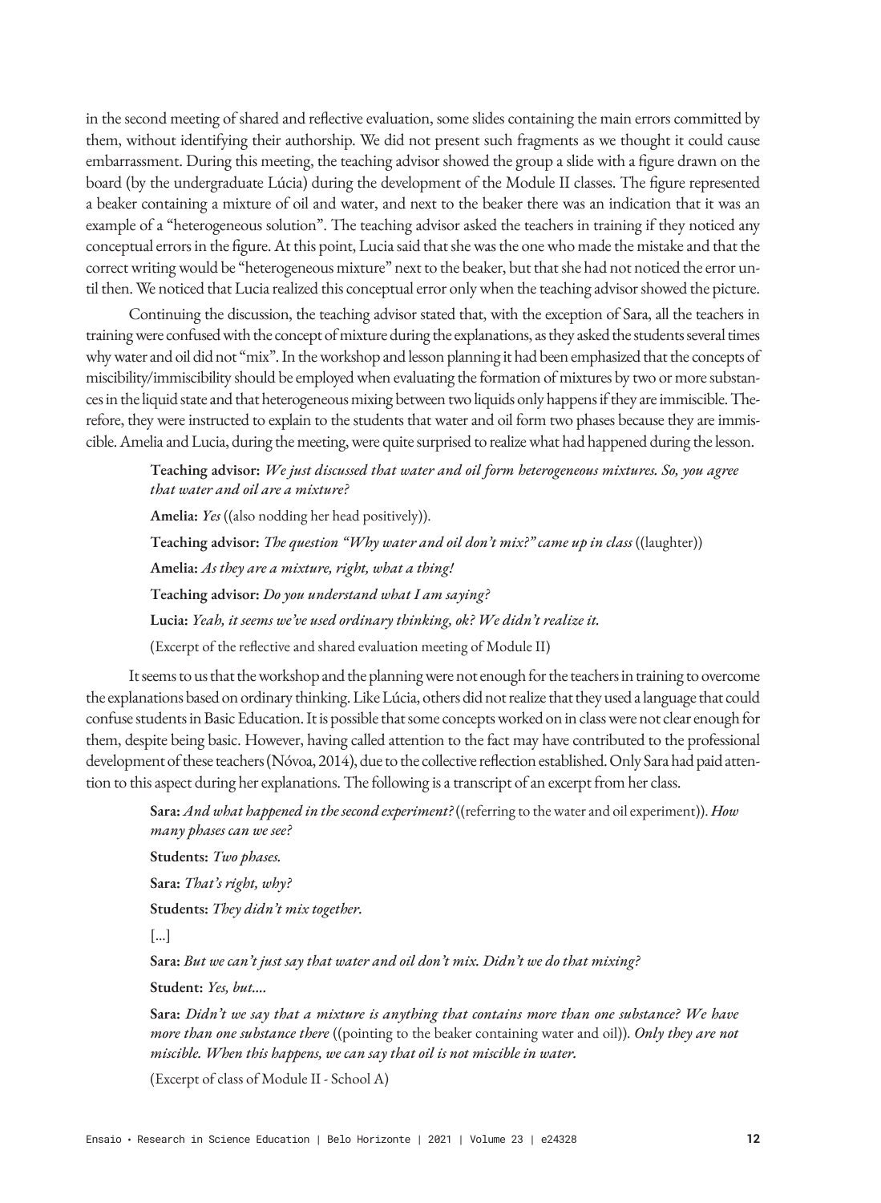in the second meeting of shared and reflective evaluation, some slides containing the main errors committed by them, without identifying their authorship. We did not present such fragments as we thought it could cause embarrassment. During this meeting, the teaching advisor showed the group a slide with a figure drawn on the board (by the undergraduate Lúcia) during the development of the Module II classes. The figure represented a beaker containing a mixture of oil and water, and next to the beaker there was an indication that it was an example of a "heterogeneous solution". The teaching advisor asked the teachers in training if they noticed any conceptual errors in the figure. At this point, Lucia said that she was the one who made the mistake and that the correct writing would be "heterogeneous mixture" next to the beaker, but that she had not noticed the error until then. We noticed that Lucia realized this conceptual error only when the teaching advisor showed the picture.

Continuing the discussion, the teaching advisor stated that, with the exception of Sara, all the teachers in training were confused with the concept of mixture during the explanations, as they asked the students several times why water and oil did not "mix". In the workshop and lesson planning it had been emphasized that the concepts of miscibility/immiscibility should be employed when evaluating the formation of mixtures by two or more substances in the liquid state and that heterogeneous mixing between two liquids only happens if they are immiscible. Therefore, they were instructed to explain to the students that water and oil form two phases because they are immiscible. Amelia and Lucia, during the meeting, were quite surprised to realize what had happened during the lesson.

> **Teaching advisor:** *We just discussed that water and oil form heterogeneous mixtures. So, you agree that water and oil are a mixture?*
>
> **Amelia:** *Yes* ((also nodding her head positively)).
>
> **Teaching advisor:** *The question "Why water and oil don't mix?" came up in class* ((laughter))
>
> **Amelia:** *As they are a mixture, right, what a thing!*
>
> **Teaching advisor:** *Do you understand what I am saying?*
>
> **Lucia:** *Yeah, it seems we've used ordinary thinking, ok? We didn't realize it.*
>
> (Excerpt of the reflective and shared evaluation meeting of Module II)

It seems to us that the workshop and the planning were not enough for the teachers in training to overcome the explanations based on ordinary thinking. Like Lúcia, others did not realize that they used a language that could confuse students in Basic Education. It is possible that some concepts worked on in class were not clear enough for them, despite being basic. However, having called attention to the fact may have contributed to the professional development of these teachers (Nóvoa, 2014), due to the collective reflection established. Only Sara had paid attention to this aspect during her explanations. The following is a transcript of an excerpt from her class.

> **Sara:** *And what happened in the second experiment?* ((referring to the water and oil experiment)). *How many phases can we see?*
>
> **Students:** *Two phases.*
>
> **Sara:** *That's right, why?*
>
> **Students:** *They didn't mix together.*
>
> [...]
>
> **Sara:** *But we can't just say that water and oil don't mix. Didn't we do that mixing?*
>
> **Student:** *Yes, but....*
>
> **Sara:** *Didn't we say that a mixture is anything that contains more than one substance? We have more than one substance there* ((pointing to the beaker containing water and oil)). *Only they are not miscible. When this happens, we can say that oil is not miscible in water.*
>
> (Excerpt of class of Module II - School A)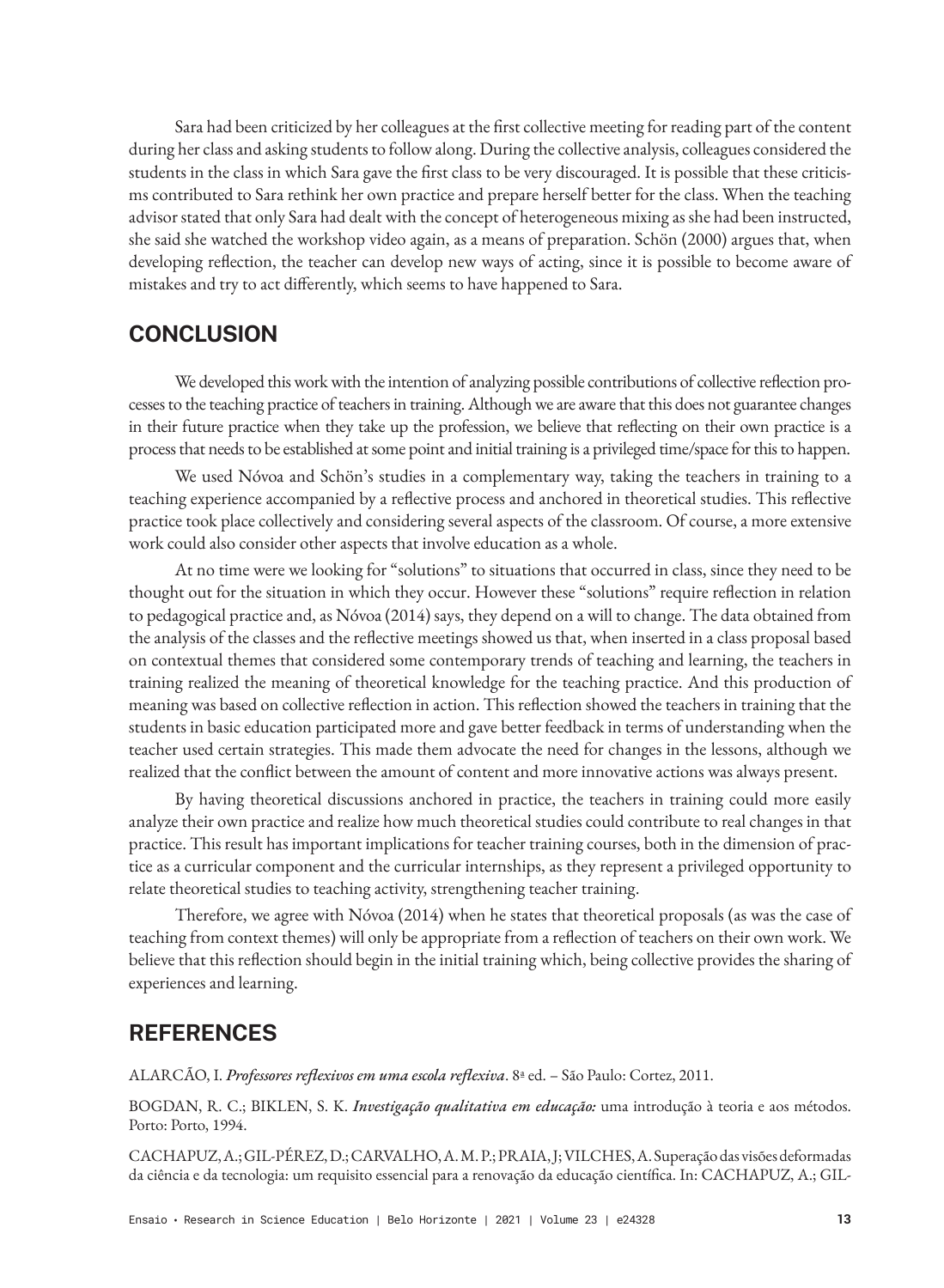Sara had been criticized by her colleagues at the first collective meeting for reading part of the content during her class and asking students to follow along. During the collective analysis, colleagues considered the students in the class in which Sara gave the first class to be very discouraged. It is possible that these criticisms contributed to Sara rethink her own practice and prepare herself better for the class. When the teaching advisor stated that only Sara had dealt with the concept of heterogeneous mixing as she had been instructed, she said she watched the workshop video again, as a means of preparation. Schön (2000) argues that, when developing reflection, the teacher can develop new ways of acting, since it is possible to become aware of mistakes and try to act differently, which seems to have happened to Sara.

## CONCLUSION

We developed this work with the intention of analyzing possible contributions of collective reflection processes to the teaching practice of teachers in training. Although we are aware that this does not guarantee changes in their future practice when they take up the profession, we believe that reflecting on their own practice is a process that needs to be established at some point and initial training is a privileged time/space for this to happen.

We used Nóvoa and Schön's studies in a complementary way, taking the teachers in training to a teaching experience accompanied by a reflective process and anchored in theoretical studies. This reflective practice took place collectively and considering several aspects of the classroom. Of course, a more extensive work could also consider other aspects that involve education as a whole.

At no time were we looking for "solutions" to situations that occurred in class, since they need to be thought out for the situation in which they occur. However these "solutions" require reflection in relation to pedagogical practice and, as Nóvoa (2014) says, they depend on a will to change. The data obtained from the analysis of the classes and the reflective meetings showed us that, when inserted in a class proposal based on contextual themes that considered some contemporary trends of teaching and learning, the teachers in training realized the meaning of theoretical knowledge for the teaching practice. And this production of meaning was based on collective reflection in action. This reflection showed the teachers in training that the students in basic education participated more and gave better feedback in terms of understanding when the teacher used certain strategies. This made them advocate the need for changes in the lessons, although we realized that the conflict between the amount of content and more innovative actions was always present.

By having theoretical discussions anchored in practice, the teachers in training could more easily analyze their own practice and realize how much theoretical studies could contribute to real changes in that practice. This result has important implications for teacher training courses, both in the dimension of practice as a curricular component and the curricular internships, as they represent a privileged opportunity to relate theoretical studies to teaching activity, strengthening teacher training.

Therefore, we agree with Nóvoa (2014) when he states that theoretical proposals (as was the case of teaching from context themes) will only be appropriate from a reflection of teachers on their own work. We believe that this reflection should begin in the initial training which, being collective provides the sharing of experiences and learning.

## REFERENCES

ALARCÃO, I. ***Professores reflexivos em uma escola reflexiva***. 8ª ed. – São Paulo: Cortez, 2011.

BOGDAN, R. C.; BIKLEN, S. K. ***Investigação qualitativa em educação:*** uma introdução à teoria e aos métodos. Porto: Porto, 1994.

CACHAPUZ, A.; GIL-PÉREZ, D.; CARVALHO, A. M. P.; PRAIA, J; VILCHES, A. Superação das visões deformadas da ciência e da tecnologia: um requisito essencial para a renovação da educação científica. In: CACHAPUZ, A.; GIL-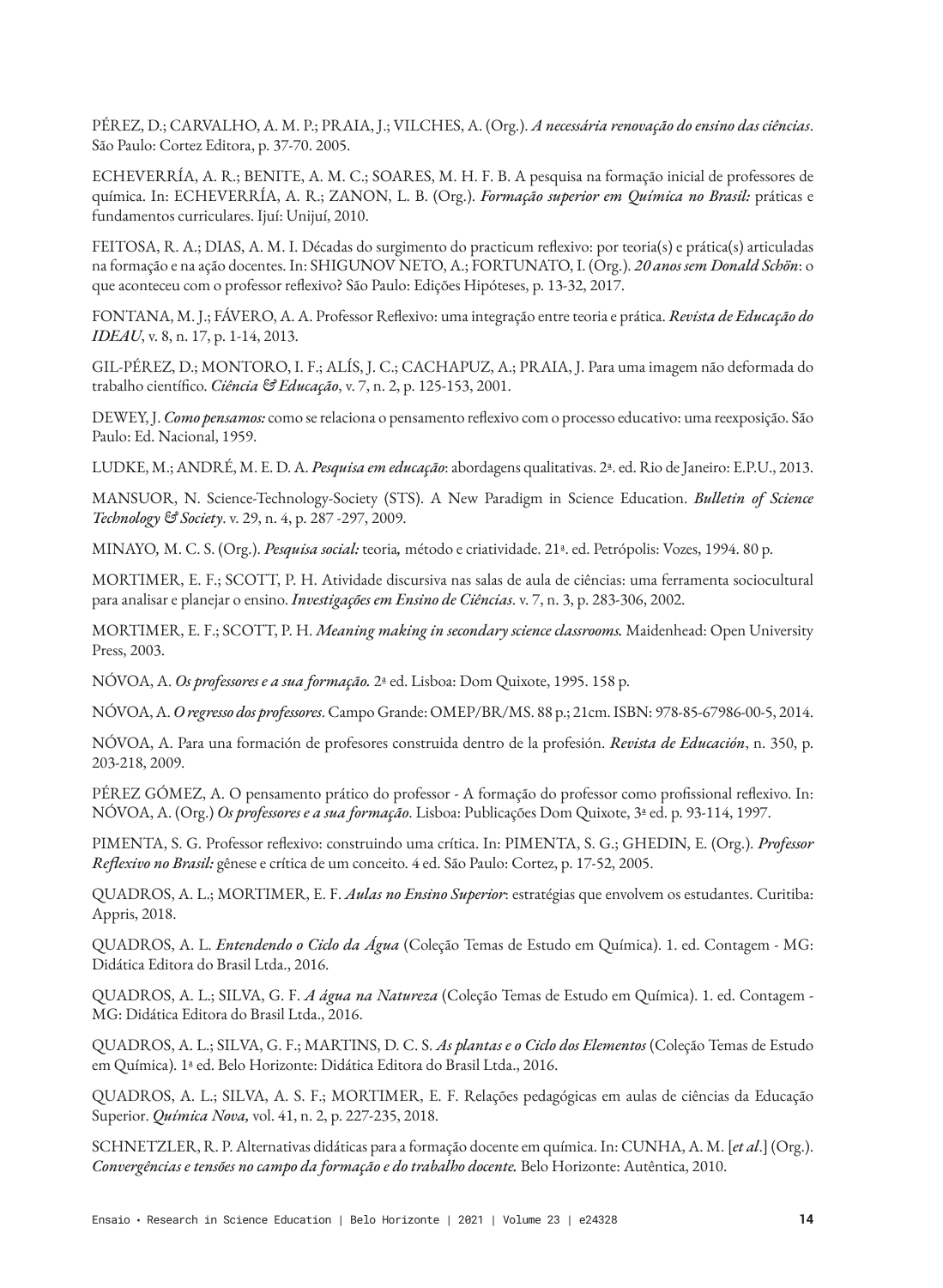PÉREZ, D.; CARVALHO, A. M. P.; PRAIA, J.; VILCHES, A. (Org.). ***A necessária renovação do ensino das ciências***. São Paulo: Cortez Editora, p. 37-70. 2005.

ECHEVERRÍA, A. R.; BENITE, A. M. C.; SOARES, M. H. F. B. A pesquisa na formação inicial de professores de química. In: ECHEVERRÍA, A. R.; ZANON, L. B. (Org.). ***Formação superior em Química no Brasil:*** práticas e fundamentos curriculares. Ijuí: Unijuí, 2010.

FEITOSA, R. A.; DIAS, A. M. I. Décadas do surgimento do practicum reflexivo: por teoria(s) e prática(s) articuladas na formação e na ação docentes. In: SHIGUNOV NETO, A.; FORTUNATO, I. (Org.). ***20 anos sem Donald Schön***: o que aconteceu com o professor reflexivo? São Paulo: Edições Hipóteses, p. 13-32, 2017.

FONTANA, M. J.; FÁVERO, A. A. Professor Reflexivo: uma integração entre teoria e prática. ***Revista de Educação do IDEAU***, v. 8, n. 17, p. 1-14, 2013.

GIL-PÉREZ, D.; MONTORO, I. F.; ALÍS, J. C.; CACHAPUZ, A.; PRAIA, J. Para uma imagem não deformada do trabalho científico. ***Ciência & Educação***, v. 7, n. 2, p. 125-153, 2001.

DEWEY, J. ***Como pensamos:*** como se relaciona o pensamento reflexivo com o processo educativo: uma reexposição. São Paulo: Ed. Nacional, 1959.

LUDKE, M.; ANDRÉ, M. E. D. A. ***Pesquisa em educação***: abordagens qualitativas. 2ª. ed. Rio de Janeiro: E.P.U., 2013.

MANSUOR, N. Science-Technology-Society (STS). A New Paradigm in Science Education. ***Bulletin of Science Technology & Society***. v. 29, n. 4, p. 287 -297, 2009.

MINAYO, M. C. S. (Org.). ***Pesquisa social:*** teoria, método e criatividade. 21ª. ed. Petrópolis: Vozes, 1994. 80 p.

MORTIMER, E. F.; SCOTT, P. H. Atividade discursiva nas salas de aula de ciências: uma ferramenta sociocultural para analisar e planejar o ensino. ***Investigações em Ensino de Ciências***. v. 7, n. 3, p. 283-306, 2002.

MORTIMER, E. F.; SCOTT, P. H. ***Meaning making in secondary science classrooms.*** Maidenhead: Open University Press, 2003.

NÓVOA, A. ***Os professores e a sua formação.*** 2ª ed. Lisboa: Dom Quixote, 1995. 158 p.

NÓVOA, A. ***O regresso dos professores***. Campo Grande: OMEP/BR/MS. 88 p.; 21cm. ISBN: 978-85-67986-00-5, 2014.

NÓVOA, A. Para una formación de profesores construida dentro de la profesión. ***Revista de Educación***, n. 350, p. 203-218, 2009.

PÉREZ GÓMEZ, A. O pensamento prático do professor - A formação do professor como profissional reflexivo. In: NÓVOA, A. (Org.) ***Os professores e a sua formação***. Lisboa: Publicações Dom Quixote, 3ª ed. p. 93-114, 1997.

PIMENTA, S. G. Professor reflexivo: construindo uma crítica. In: PIMENTA, S. G.; GHEDIN, E. (Org.). ***Professor Reflexivo no Brasil:*** gênese e crítica de um conceito. 4 ed. São Paulo: Cortez, p. 17-52, 2005.

QUADROS, A. L.; MORTIMER, E. F. ***Aulas no Ensino Superior***: estratégias que envolvem os estudantes. Curitiba: Appris, 2018.

QUADROS, A. L. ***Entendendo o Ciclo da Água*** (Coleção Temas de Estudo em Química). 1. ed. Contagem - MG: Didática Editora do Brasil Ltda., 2016.

QUADROS, A. L.; SILVA, G. F. ***A água na Natureza*** (Coleção Temas de Estudo em Química). 1. ed. Contagem - MG: Didática Editora do Brasil Ltda., 2016.

QUADROS, A. L.; SILVA, G. F.; MARTINS, D. C. S. ***As plantas e o Ciclo dos Elementos*** (Coleção Temas de Estudo em Química). 1ª ed. Belo Horizonte: Didática Editora do Brasil Ltda., 2016.

QUADROS, A. L.; SILVA, A. S. F.; MORTIMER, E. F. Relações pedagógicas em aulas de ciências da Educação Superior. ***Química Nova,*** vol. 41, n. 2, p. 227-235, 2018.

SCHNETZLER, R. P. Alternativas didáticas para a formação docente em química. In: CUNHA, A. M. [*et al*.] (Org.). ***Convergências e tensões no campo da formação e do trabalho docente.*** Belo Horizonte: Autêntica, 2010.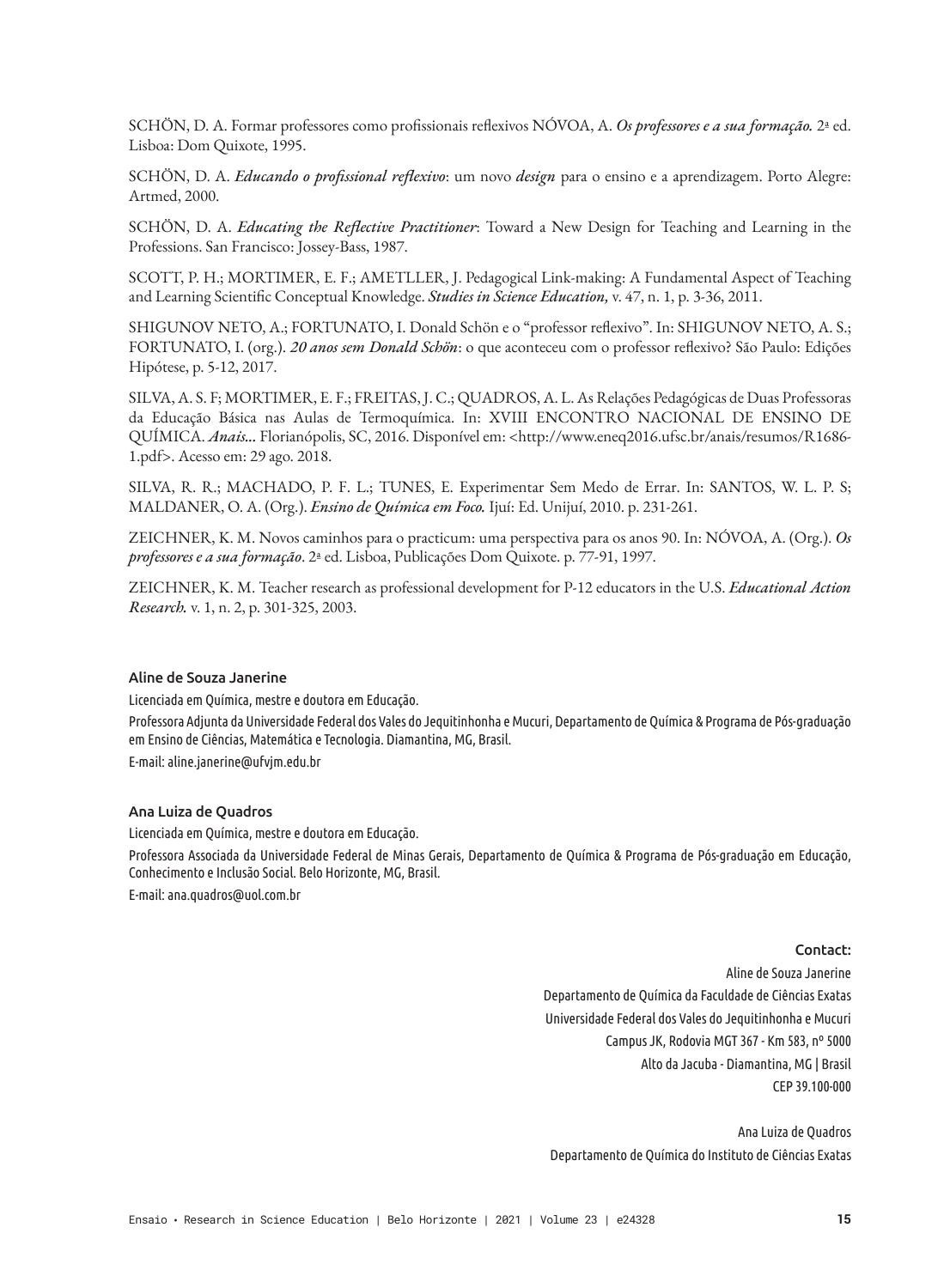SCHÖN, D. A. Formar professores como profissionais reflexivos NÓVOA, A. ***Os professores e a sua formação.*** 2ª ed. Lisboa: Dom Quixote, 1995.

SCHÖN, D. A. ***Educando o profissional reflexivo***: um novo ***design*** para o ensino e a aprendizagem. Porto Alegre: Artmed, 2000.

SCHÖN, D. A. ***Educating the Reflective Practitioner***: Toward a New Design for Teaching and Learning in the Professions. San Francisco: Jossey-Bass, 1987.

SCOTT, P. H.; MORTIMER, E. F.; AMETLLER, J. Pedagogical Link-making: A Fundamental Aspect of Teaching and Learning Scientific Conceptual Knowledge. ***Studies in Science Education,*** v. 47, n. 1, p. 3-36, 2011.

SHIGUNOV NETO, A.; FORTUNATO, I. Donald Schön e o "professor reflexivo". In: SHIGUNOV NETO, A. S.; FORTUNATO, I. (org.). ***20 anos sem Donald Schön***: o que aconteceu com o professor reflexivo? São Paulo: Edições Hipótese, p. 5-12, 2017.

SILVA, A. S. F; MORTIMER, E. F.; FREITAS, J. C.; QUADROS, A. L. As Relações Pedagógicas de Duas Professoras da Educação Básica nas Aulas de Termoquímica. In: XVIII ENCONTRO NACIONAL DE ENSINO DE QUÍMICA. ***Anais...*** Florianópolis, SC, 2016. Disponível em: <http://www.eneq2016.ufsc.br/anais/resumos/R1686-1.pdf>. Acesso em: 29 ago. 2018.

SILVA, R. R.; MACHADO, P. F. L.; TUNES, E. Experimentar Sem Medo de Errar. In: SANTOS, W. L. P. S; MALDANER, O. A. (Org.). ***Ensino de Química em Foco.*** Ijuí: Ed. Unijuí, 2010. p. 231-261.

ZEICHNER, K. M. Novos caminhos para o practicum: uma perspectiva para os anos 90. In: NÓVOA, A. (Org.). ***Os professores e a sua formação***. 2ª ed. Lisboa, Publicações Dom Quixote. p. 77-91, 1997.

ZEICHNER, K. M. Teacher research as professional development for P-12 educators in the U.S. ***Educational Action Research.*** v. 1, n. 2, p. 301-325, 2003.

**Aline de Souza Janerine**

Licenciada em Química, mestre e doutora em Educação.

Professora Adjunta da Universidade Federal dos Vales do Jequitinhonha e Mucuri, Departamento de Química & Programa de Pós-graduação em Ensino de Ciências, Matemática e Tecnologia. Diamantina, MG, Brasil.

E-mail: aline.janerine@ufvjm.edu.br

**Ana Luiza de Quadros**

Licenciada em Química, mestre e doutora em Educação.

Professora Associada da Universidade Federal de Minas Gerais, Departamento de Química & Programa de Pós-graduação em Educação, Conhecimento e Inclusão Social. Belo Horizonte, MG, Brasil.

E-mail: ana.quadros@uol.com.br

**Contact:**

Aline de Souza Janerine
Departamento de Química da Faculdade de Ciências Exatas
Universidade Federal dos Vales do Jequitinhonha e Mucuri
Campus JK, Rodovia MGT 367 - Km 583, nº 5000
Alto da Jacuba - Diamantina, MG | Brasil
CEP 39.100-000

Ana Luiza de Quadros
Departamento de Química do Instituto de Ciências Exatas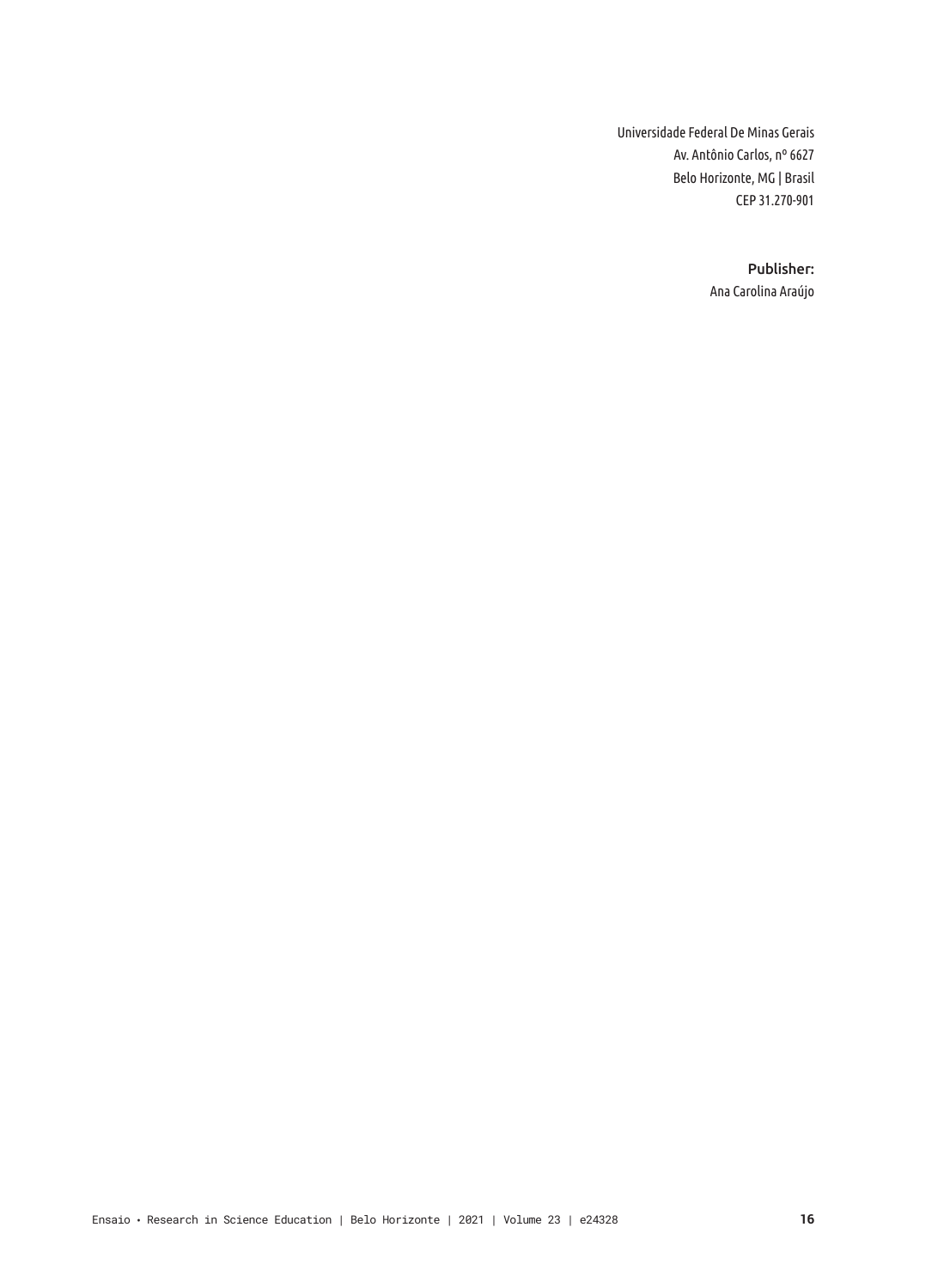Universidade Federal De Minas Gerais
Av. Antônio Carlos, nº 6627
Belo Horizonte, MG | Brasil
CEP 31.270-901

**Publisher:**
Ana Carolina Araújo